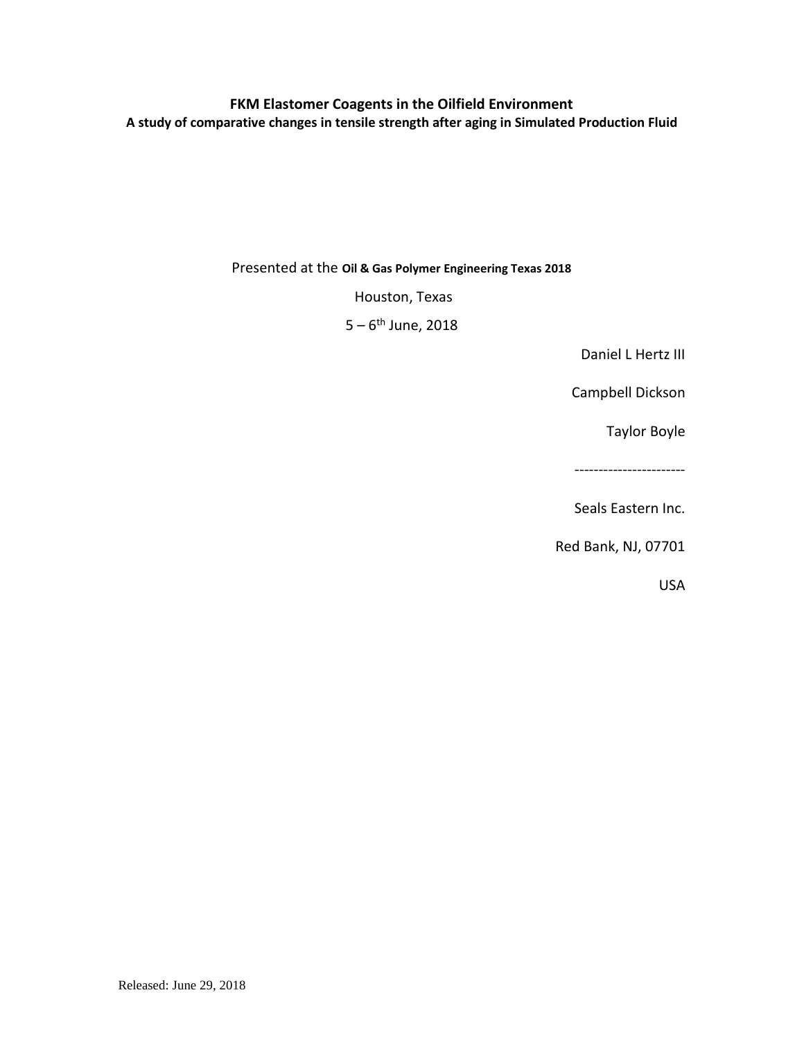# FKM Elastomer Coagents in the Oilfield Environment

**A study of comparative changes in tensile strength after aging in Simulated Production Fluid**

Presented at the **Oil & Gas Polymer Engineering Texas 2018**

Houston, Texas

5 – 6th June, 2018

Daniel L Hertz III

Campbell Dickson

Taylor Boyle

----------------------

Seals Eastern Inc.

Red Bank, NJ, 07701

USA

Released: June 29, 2018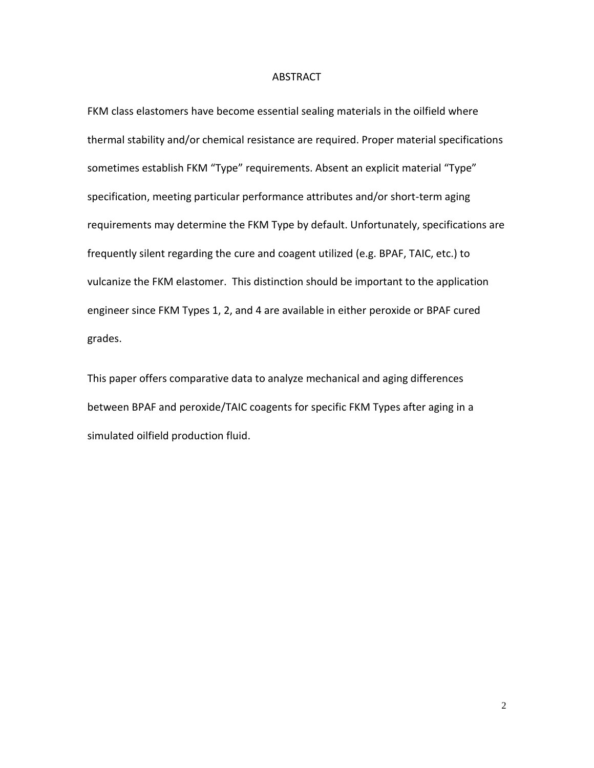# ABSTRACT

FKM class elastomers have become essential sealing materials in the oilfield where thermal stability and/or chemical resistance are required. Proper material specifications sometimes establish FKM "Type" requirements. Absent an explicit material "Type" specification, meeting particular performance attributes and/or short-term aging requirements may determine the FKM Type by default. Unfortunately, specifications are frequently silent regarding the cure and coagent utilized (e.g. BPAF, TAIC, etc.) to vulcanize the FKM elastomer. This distinction should be important to the application engineer since FKM Types 1, 2, and 4 are available in either peroxide or BPAF cured grades.

This paper offers comparative data to analyze mechanical and aging differences between BPAF and peroxide/TAIC coagents for specific FKM Types after aging in a simulated oilfield production fluid.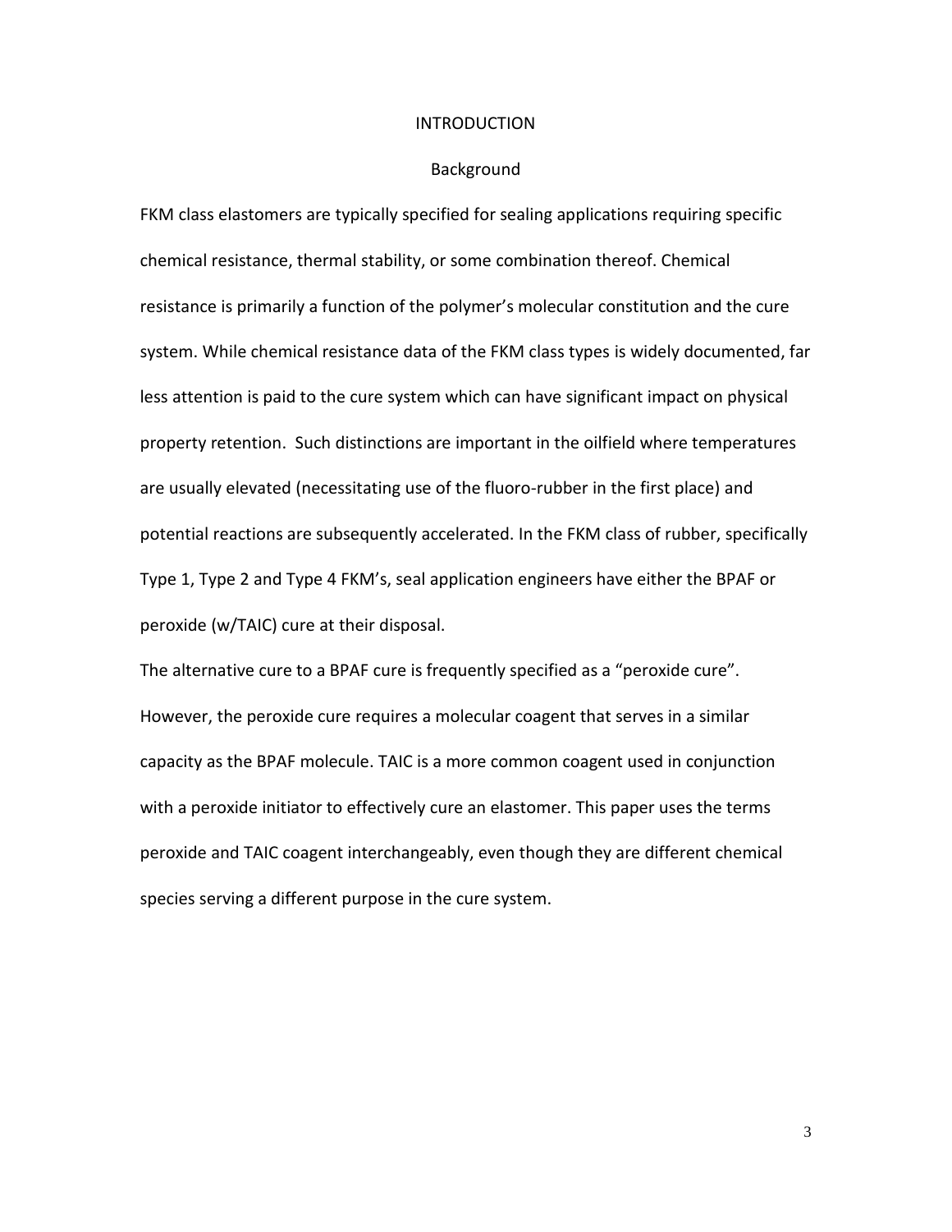# INTRODUCTION

## Background

FKM class elastomers are typically specified for sealing applications requiring specific chemical resistance, thermal stability, or some combination thereof. Chemical resistance is primarily a function of the polymer's molecular constitution and the cure system. While chemical resistance data of the FKM class types is widely documented, far less attention is paid to the cure system which can have significant impact on physical property retention. Such distinctions are important in the oilfield where temperatures are usually elevated (necessitating use of the fluoro-rubber in the first place) and potential reactions are subsequently accelerated. In the FKM class of rubber, specifically Type 1, Type 2 and Type 4 FKM's, seal application engineers have either the BPAF or peroxide (w/TAIC) cure at their disposal.

The alternative cure to a BPAF cure is frequently specified as a "peroxide cure". However, the peroxide cure requires a molecular coagent that serves in a similar capacity as the BPAF molecule. TAIC is a more common coagent used in conjunction with a peroxide initiator to effectively cure an elastomer. This paper uses the terms peroxide and TAIC coagent interchangeably, even though they are different chemical species serving a different purpose in the cure system.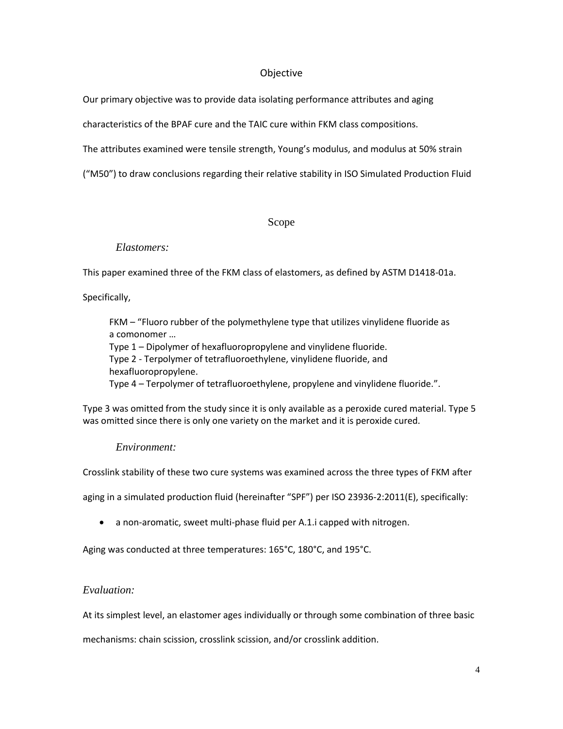## Objective

Our primary objective was to provide data isolating performance attributes and aging characteristics of the BPAF cure and the TAIC cure within FKM class compositions. The attributes examined were tensile strength, Young's modulus, and modulus at 50% strain ("M50") to draw conclusions regarding their relative stability in ISO Simulated Production Fluid

## Scope

### *Elastomers:*

This paper examined three of the FKM class of elastomers, as defined by ASTM D1418-01a.

Specifically,

> FKM – "Fluoro rubber of the polymethylene type that utilizes vinylidene fluoride as a comonomer …
> Type 1 – Dipolymer of hexafluoropropylene and vinylidene fluoride.
> Type 2 - Terpolymer of tetrafluoroethylene, vinylidene fluoride, and hexafluoropropylene.
> Type 4 – Terpolymer of tetrafluoroethylene, propylene and vinylidene fluoride.".

Type 3 was omitted from the study since it is only available as a peroxide cured material. Type 5 was omitted since there is only one variety on the market and it is peroxide cured.

### *Environment:*

Crosslink stability of these two cure systems was examined across the three types of FKM after aging in a simulated production fluid (hereinafter "SPF") per ISO 23936-2:2011(E), specifically:

- a non-aromatic, sweet multi-phase fluid per A.1.i capped with nitrogen.

Aging was conducted at three temperatures: 165°C, 180°C, and 195°C.

### *Evaluation:*

At its simplest level, an elastomer ages individually or through some combination of three basic mechanisms: chain scission, crosslink scission, and/or crosslink addition.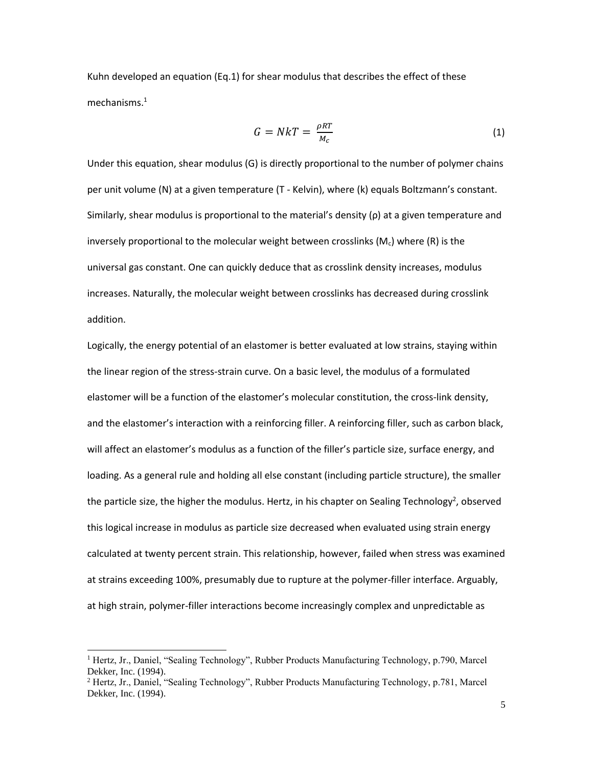Kuhn developed an equation (Eq.1) for shear modulus that describes the effect of these mechanisms.[1]

$$G = NkT = \frac{\rho RT}{M_c} \tag{1}$$

Under this equation, shear modulus (G) is directly proportional to the number of polymer chains per unit volume (N) at a given temperature (T - Kelvin), where (k) equals Boltzmann's constant. Similarly, shear modulus is proportional to the material's density (ρ) at a given temperature and inversely proportional to the molecular weight between crosslinks ($M_c$) where (R) is the universal gas constant. One can quickly deduce that as crosslink density increases, modulus increases. Naturally, the molecular weight between crosslinks has decreased during crosslink addition.

Logically, the energy potential of an elastomer is better evaluated at low strains, staying within the linear region of the stress-strain curve. On a basic level, the modulus of a formulated elastomer will be a function of the elastomer's molecular constitution, the cross-link density, and the elastomer's interaction with a reinforcing filler. A reinforcing filler, such as carbon black, will affect an elastomer's modulus as a function of the filler's particle size, surface energy, and loading. As a general rule and holding all else constant (including particle structure), the smaller the particle size, the higher the modulus. Hertz, in his chapter on Sealing Technology[2], observed this logical increase in modulus as particle size decreased when evaluated using strain energy calculated at twenty percent strain. This relationship, however, failed when stress was examined at strains exceeding 100%, presumably due to rupture at the polymer-filler interface. Arguably, at high strain, polymer-filler interactions become increasingly complex and unpredictable as

---

[1] Hertz, Jr., Daniel, "Sealing Technology", Rubber Products Manufacturing Technology, p.790, Marcel Dekker, Inc. (1994).

[2] Hertz, Jr., Daniel, "Sealing Technology", Rubber Products Manufacturing Technology, p.781, Marcel Dekker, Inc. (1994).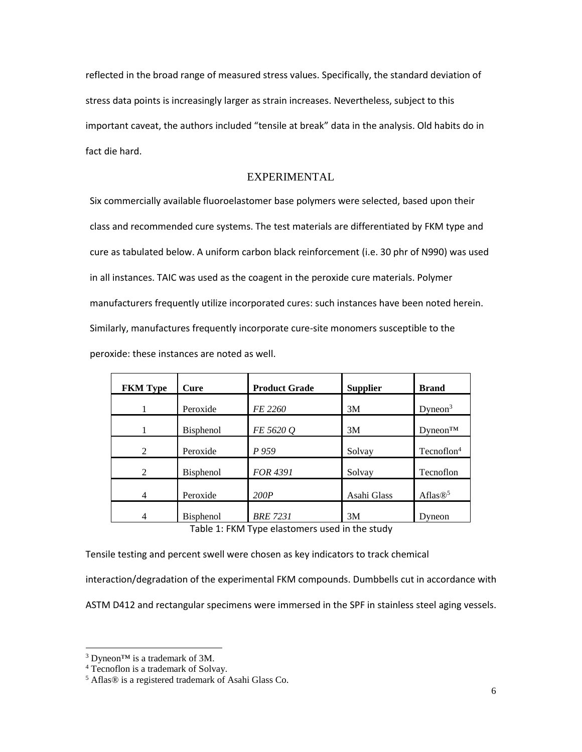reflected in the broad range of measured stress values. Specifically, the standard deviation of stress data points is increasingly larger as strain increases. Nevertheless, subject to this important caveat, the authors included "tensile at break" data in the analysis. Old habits do in fact die hard.

## EXPERIMENTAL

Six commercially available fluoroelastomer base polymers were selected, based upon their class and recommended cure systems. The test materials are differentiated by FKM type and cure as tabulated below. A uniform carbon black reinforcement (i.e. 30 phr of N990) was used in all instances. TAIC was used as the coagent in the peroxide cure materials. Polymer manufacturers frequently utilize incorporated cures: such instances have been noted herein. Similarly, manufactures frequently incorporate cure-site monomers susceptible to the peroxide: these instances are noted as well.

| FKM Type | Cure | Product Grade | Supplier | Brand |
|---|---|---|---|---|
| 1 | Peroxide | *FE 2260* | 3M | Dyneon[3] |
| 1 | Bisphenol | *FE 5620 Q* | 3M | Dyneon™ |
| 2 | Peroxide | *P 959* | Solvay | Tecnoflon[4] |
| 2 | Bisphenol | *FOR 4391* | Solvay | Tecnoflon |
| 4 | Peroxide | *200P* | Asahi Glass | Aflas®[5] |
| 4 | Bisphenol | *BRE 7231* | 3M | Dyneon |

Table 1: FKM Type elastomers used in the study

Tensile testing and percent swell were chosen as key indicators to track chemical interaction/degradation of the experimental FKM compounds. Dumbbells cut in accordance with ASTM D412 and rectangular specimens were immersed in the SPF in stainless steel aging vessels.

[3] Dyneon™ is a trademark of 3M.
[4] Tecnoflon is a trademark of Solvay.
[5] Aflas® is a registered trademark of Asahi Glass Co.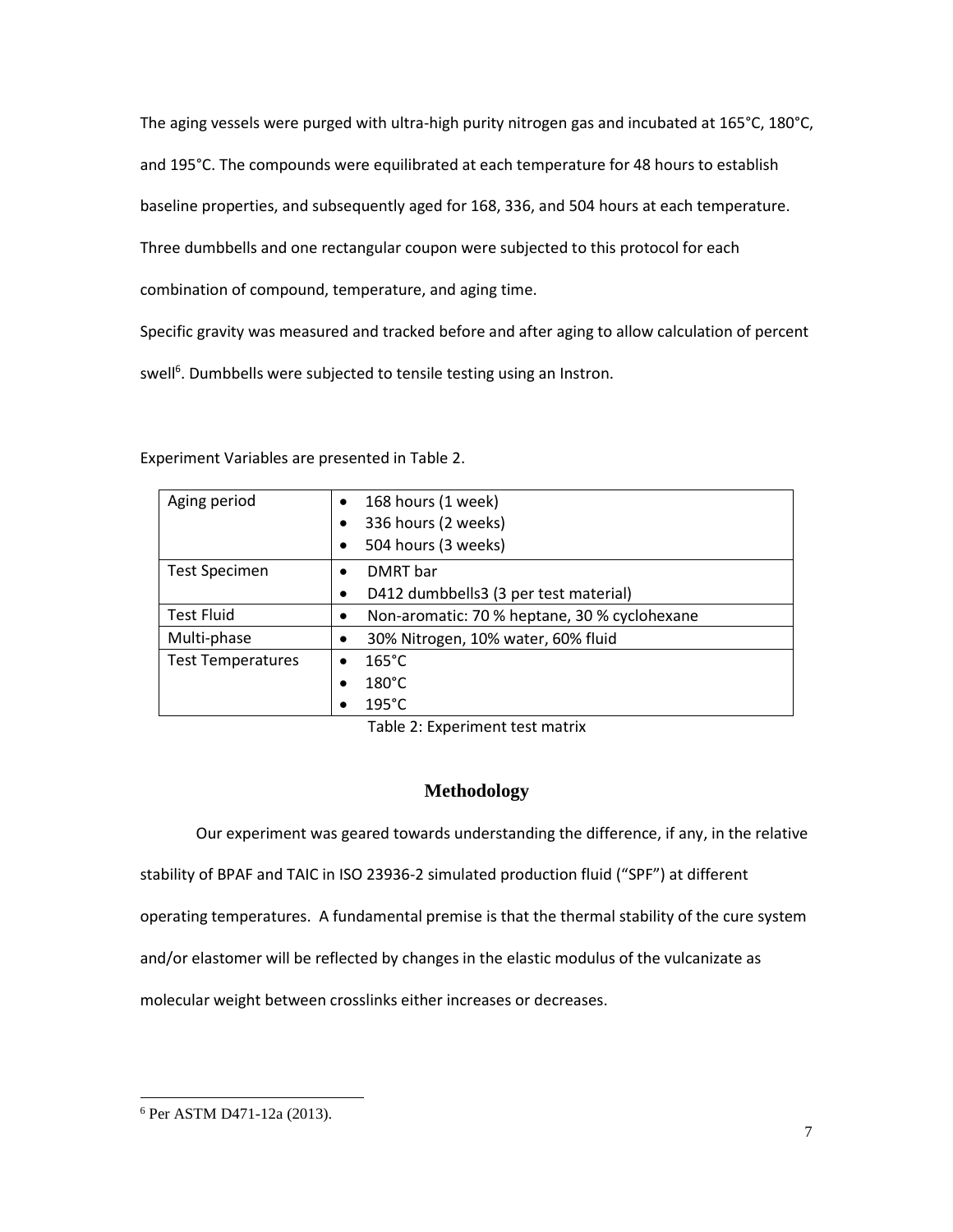The aging vessels were purged with ultra-high purity nitrogen gas and incubated at 165°C, 180°C, and 195°C. The compounds were equilibrated at each temperature for 48 hours to establish baseline properties, and subsequently aged for 168, 336, and 504 hours at each temperature. Three dumbbells and one rectangular coupon were subjected to this protocol for each combination of compound, temperature, and aging time.

Specific gravity was measured and tracked before and after aging to allow calculation of percent swell[6]. Dumbbells were subjected to tensile testing using an Instron.

Experiment Variables are presented in Table 2.

| | |
|---|---|
| Aging period | • 168 hours (1 week)<br>• 336 hours (2 weeks)<br>• 504 hours (3 weeks) |
| Test Specimen | • DMRT bar<br>• D412 dumbbells3 (3 per test material) |
| Test Fluid | • Non-aromatic: 70 % heptane, 30 % cyclohexane |
| Multi-phase | • 30% Nitrogen, 10% water, 60% fluid |
| Test Temperatures | • 165°C<br>• 180°C<br>• 195°C |

Table 2: Experiment test matrix

## Methodology

Our experiment was geared towards understanding the difference, if any, in the relative stability of BPAF and TAIC in ISO 23936-2 simulated production fluid ("SPF") at different operating temperatures. A fundamental premise is that the thermal stability of the cure system and/or elastomer will be reflected by changes in the elastic modulus of the vulcanizate as molecular weight between crosslinks either increases or decreases.

[6] Per ASTM D471-12a (2013).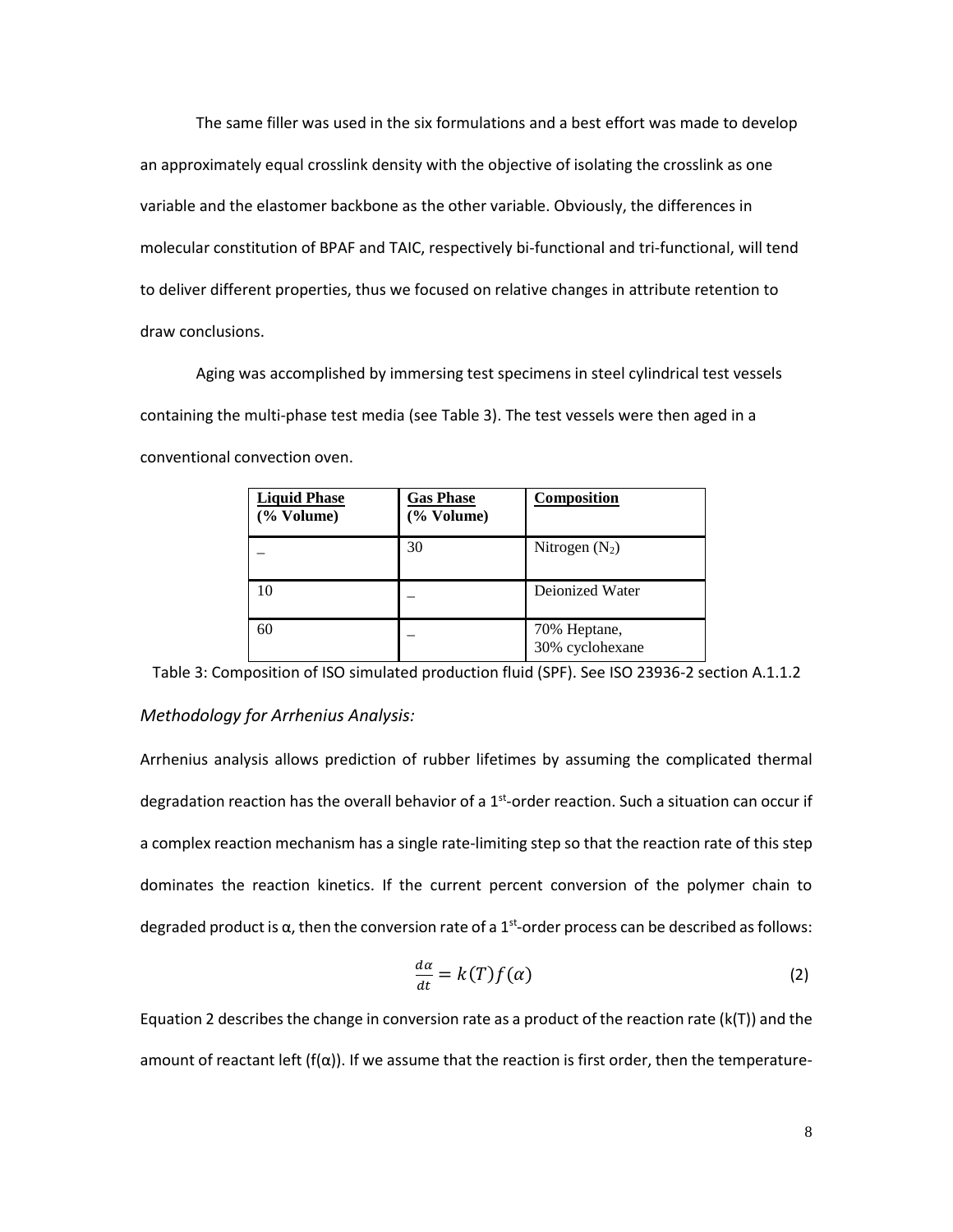The same filler was used in the six formulations and a best effort was made to develop an approximately equal crosslink density with the objective of isolating the crosslink as one variable and the elastomer backbone as the other variable. Obviously, the differences in molecular constitution of BPAF and TAIC, respectively bi-functional and tri-functional, will tend to deliver different properties, thus we focused on relative changes in attribute retention to draw conclusions.

Aging was accomplished by immersing test specimens in steel cylindrical test vessels containing the multi-phase test media (see Table 3). The test vessels were then aged in a conventional convection oven.

| **Liquid Phase (% Volume)** | **Gas Phase (% Volume)** | **Composition** |
|---|---|---|
| – | 30 | Nitrogen ($N_2$) |
| 10 | – | Deionized Water |
| 60 | – | 70% Heptane, 30% cyclohexane |

Table 3: Composition of ISO simulated production fluid (SPF). See ISO 23936-2 section A.1.1.2

*Methodology for Arrhenius Analysis:*

Arrhenius analysis allows prediction of rubber lifetimes by assuming the complicated thermal degradation reaction has the overall behavior of a 1st-order reaction. Such a situation can occur if a complex reaction mechanism has a single rate-limiting step so that the reaction rate of this step dominates the reaction kinetics. If the current percent conversion of the polymer chain to degraded product is α, then the conversion rate of a 1st-order process can be described as follows:

$$\frac{d\alpha}{dt} = k(T)f(\alpha) \tag{2}$$

Equation 2 describes the change in conversion rate as a product of the reaction rate (k(T)) and the amount of reactant left (f(α)). If we assume that the reaction is first order, then the temperature-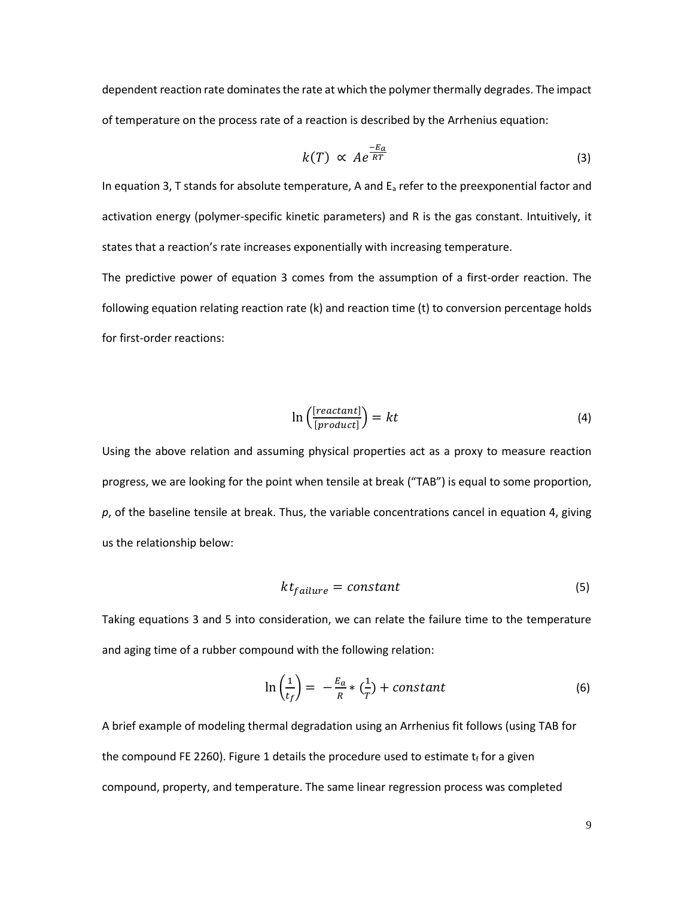dependent reaction rate dominates the rate at which the polymer thermally degrades. The impact of temperature on the process rate of a reaction is described by the Arrhenius equation:

$$k(T) \propto Ae^{\frac{-E_a}{RT}} \tag{3}$$

In equation 3, T stands for absolute temperature, A and $E_a$ refer to the preexponential factor and activation energy (polymer-specific kinetic parameters) and R is the gas constant. Intuitively, it states that a reaction's rate increases exponentially with increasing temperature.

The predictive power of equation 3 comes from the assumption of a first-order reaction. The following equation relating reaction rate (k) and reaction time (t) to conversion percentage holds for first-order reactions:

$$\ln\left(\frac{[reactant]}{[product]}\right) = kt \tag{4}$$

Using the above relation and assuming physical properties act as a proxy to measure reaction progress, we are looking for the point when tensile at break ("TAB") is equal to some proportion, *p*, of the baseline tensile at break. Thus, the variable concentrations cancel in equation 4, giving us the relationship below:

$$kt_{failure} = constant \tag{5}$$

Taking equations 3 and 5 into consideration, we can relate the failure time to the temperature and aging time of a rubber compound with the following relation:

$$\ln\left(\frac{1}{t_f}\right) = -\frac{E_a}{R} * \left(\frac{1}{T}\right) + constant \tag{6}$$

A brief example of modeling thermal degradation using an Arrhenius fit follows (using TAB for the compound FE 2260). Figure 1 details the procedure used to estimate $t_f$ for a given compound, property, and temperature. The same linear regression process was completed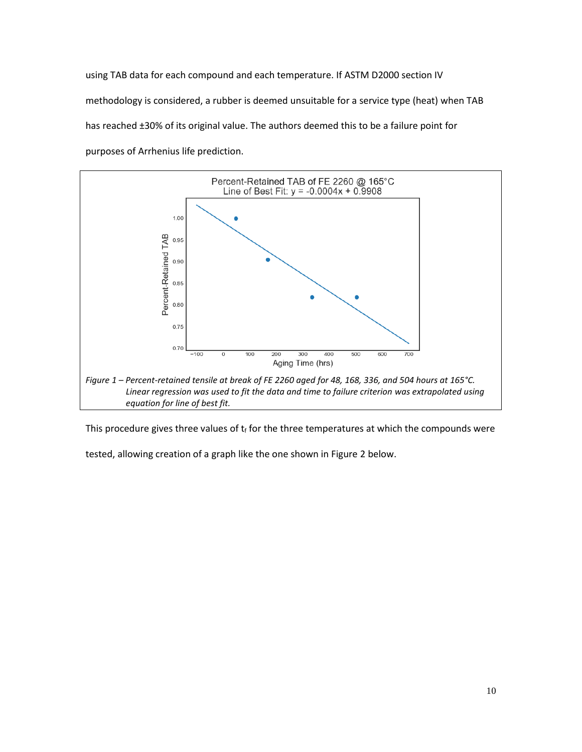using TAB data for each compound and each temperature. If ASTM D2000 section IV methodology is considered, a rubber is deemed unsuitable for a service type (heat) when TAB has reached ±30% of its original value. The authors deemed this to be a failure point for purposes of Arrhenius life prediction.

*Figure 1 – Percent-retained tensile at break of FE 2260 aged for 48, 168, 336, and 504 hours at 165°C. Linear regression was used to fit the data and time to failure criterion was extrapolated using equation for line of best fit.*

This procedure gives three values of $t_f$ for the three temperatures at which the compounds were tested, allowing creation of a graph like the one shown in Figure 2 below.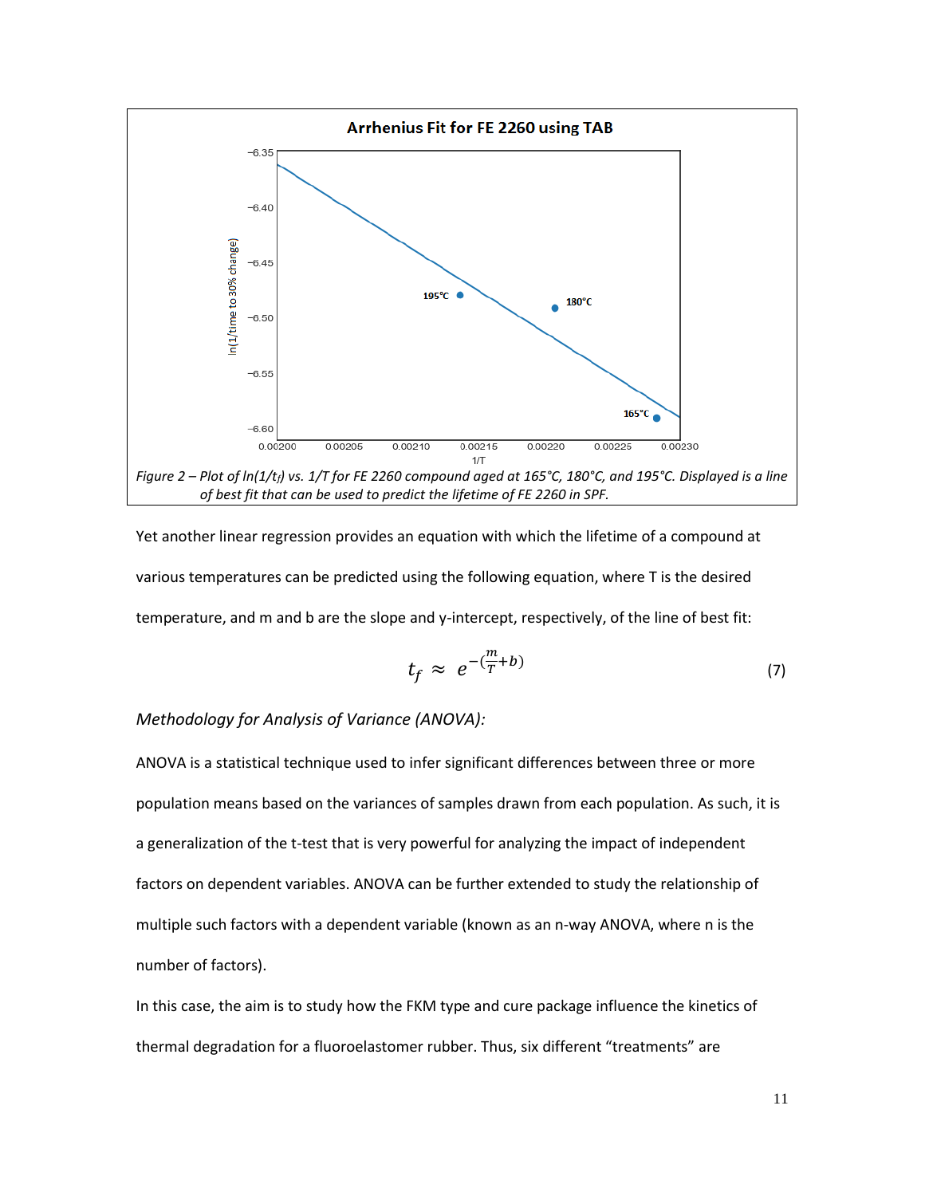*Figure 2 – Plot of ln(1/$t_f$) vs. 1/T for FE 2260 compound aged at 165°C, 180°C, and 195°C. Displayed is a line of best fit that can be used to predict the lifetime of FE 2260 in SPF.*

Yet another linear regression provides an equation with which the lifetime of a compound at various temperatures can be predicted using the following equation, where T is the desired temperature, and m and b are the slope and y-intercept, respectively, of the line of best fit:

$$t_f \approx e^{-(\frac{m}{T}+b)} \tag{7}$$

*Methodology for Analysis of Variance (ANOVA):*

ANOVA is a statistical technique used to infer significant differences between three or more population means based on the variances of samples drawn from each population. As such, it is a generalization of the t-test that is very powerful for analyzing the impact of independent factors on dependent variables. ANOVA can be further extended to study the relationship of multiple such factors with a dependent variable (known as an n-way ANOVA, where n is the number of factors).

In this case, the aim is to study how the FKM type and cure package influence the kinetics of thermal degradation for a fluoroelastomer rubber. Thus, six different “treatments” are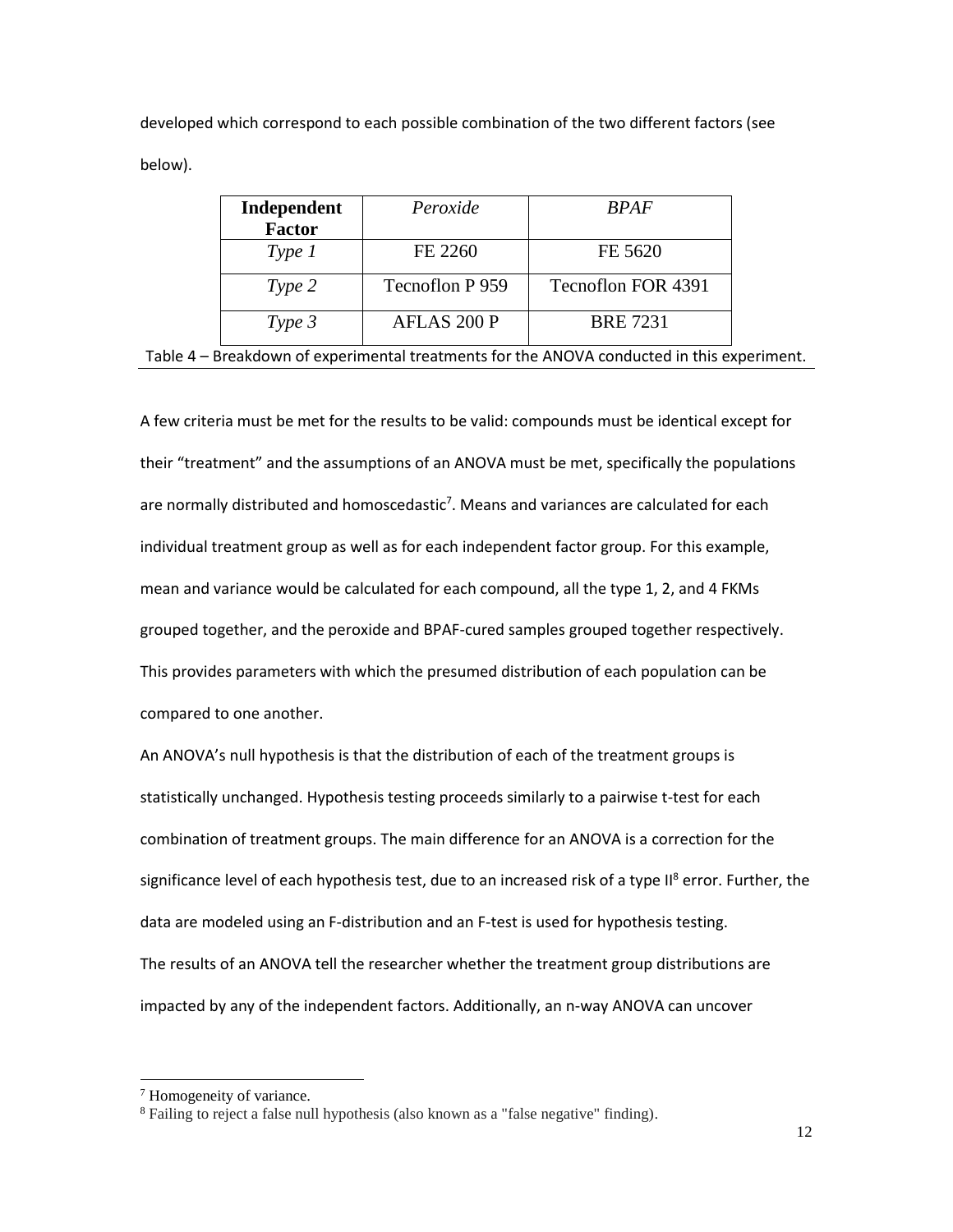developed which correspond to each possible combination of the two different factors (see below).

| **Independent Factor** | *Peroxide* | *BPAF* |
|---|---|---|
| *Type 1* | FE 2260 | FE 5620 |
| *Type 2* | Tecnoflon P 959 | Tecnoflon FOR 4391 |
| *Type 3* | AFLAS 200 P | BRE 7231 |

Table 4 – Breakdown of experimental treatments for the ANOVA conducted in this experiment.

A few criteria must be met for the results to be valid: compounds must be identical except for their "treatment" and the assumptions of an ANOVA must be met, specifically the populations are normally distributed and homoscedastic[7]. Means and variances are calculated for each individual treatment group as well as for each independent factor group. For this example, mean and variance would be calculated for each compound, all the type 1, 2, and 4 FKMs grouped together, and the peroxide and BPAF-cured samples grouped together respectively. This provides parameters with which the presumed distribution of each population can be compared to one another.

An ANOVA's null hypothesis is that the distribution of each of the treatment groups is statistically unchanged. Hypothesis testing proceeds similarly to a pairwise t-test for each combination of treatment groups. The main difference for an ANOVA is a correction for the significance level of each hypothesis test, due to an increased risk of a type II[8] error. Further, the data are modeled using an F-distribution and an F-test is used for hypothesis testing.

The results of an ANOVA tell the researcher whether the treatment group distributions are impacted by any of the independent factors. Additionally, an n-way ANOVA can uncover

[7] Homogeneity of variance.

[8] Failing to reject a false null hypothesis (also known as a "false negative" finding).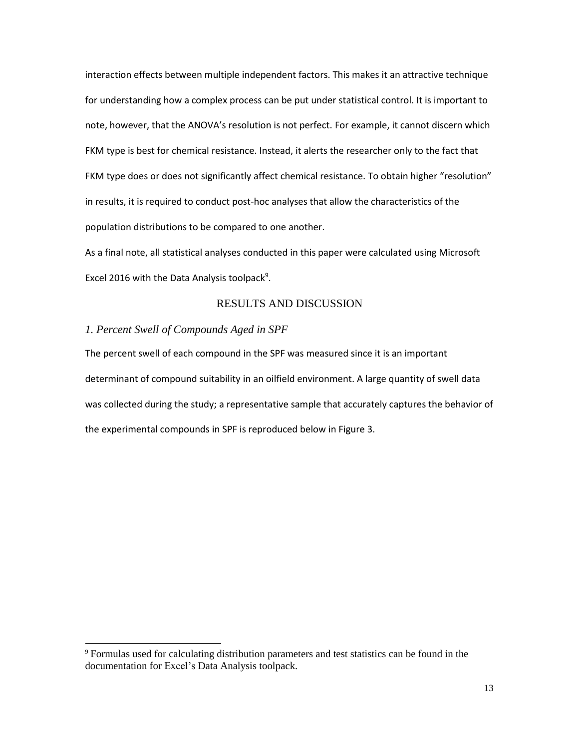interaction effects between multiple independent factors. This makes it an attractive technique for understanding how a complex process can be put under statistical control. It is important to note, however, that the ANOVA's resolution is not perfect. For example, it cannot discern which FKM type is best for chemical resistance. Instead, it alerts the researcher only to the fact that FKM type does or does not significantly affect chemical resistance. To obtain higher "resolution" in results, it is required to conduct post-hoc analyses that allow the characteristics of the population distributions to be compared to one another.

As a final note, all statistical analyses conducted in this paper were calculated using Microsoft Excel 2016 with the Data Analysis toolpack[9].

## RESULTS AND DISCUSSION

### *1. Percent Swell of Compounds Aged in SPF*

The percent swell of each compound in the SPF was measured since it is an important determinant of compound suitability in an oilfield environment. A large quantity of swell data was collected during the study; a representative sample that accurately captures the behavior of the experimental compounds in SPF is reproduced below in Figure 3.

---

[9] Formulas used for calculating distribution parameters and test statistics can be found in the documentation for Excel's Data Analysis toolpack.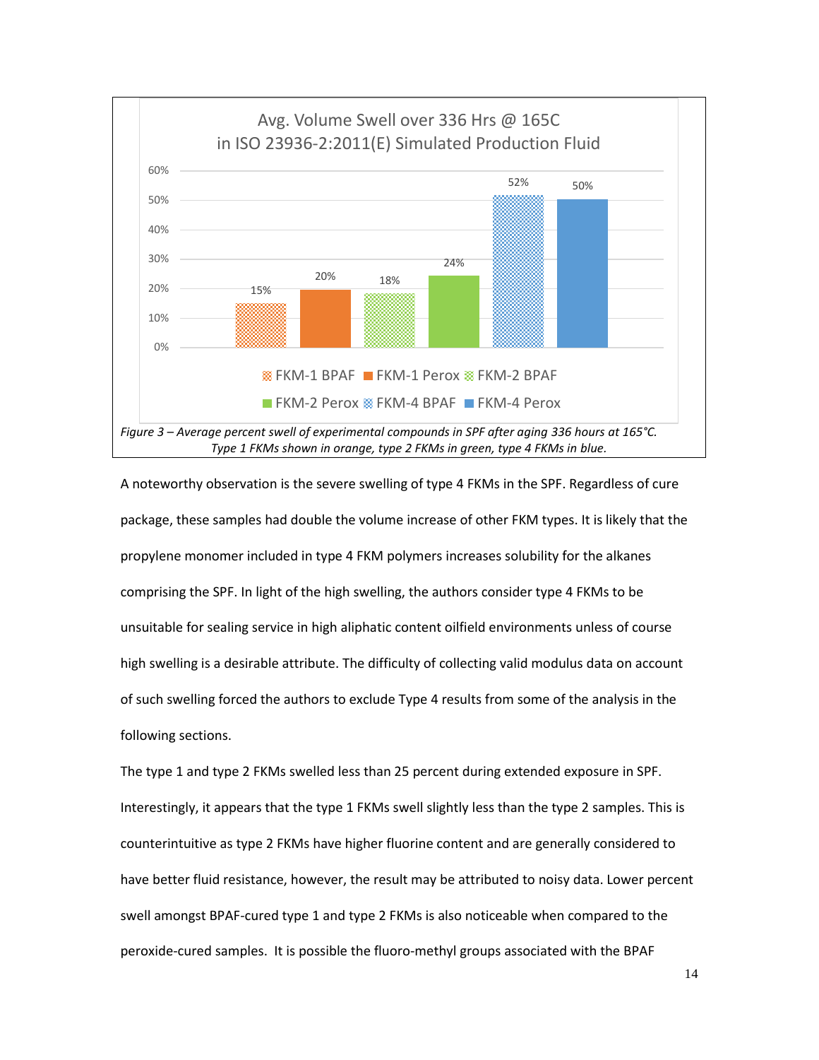Avg. Volume Swell over 336 Hrs @ 165C
in ISO 23936-2:2011(E) Simulated Production Fluid

| Compound | Avg. Volume Swell |
|---|---|
| FKM-1 BPAF | 15% |
| FKM-1 Perox | 20% |
| FKM-2 BPAF | 18% |
| FKM-2 Perox | 24% |
| FKM-4 BPAF | 52% |
| FKM-4 Perox | 50% |

*Figure 3 – Average percent swell of experimental compounds in SPF after aging 336 hours at 165°C. Type 1 FKMs shown in orange, type 2 FKMs in green, type 4 FKMs in blue.*

A noteworthy observation is the severe swelling of type 4 FKMs in the SPF. Regardless of cure package, these samples had double the volume increase of other FKM types. It is likely that the propylene monomer included in type 4 FKM polymers increases solubility for the alkanes comprising the SPF. In light of the high swelling, the authors consider type 4 FKMs to be unsuitable for sealing service in high aliphatic content oilfield environments unless of course high swelling is a desirable attribute. The difficulty of collecting valid modulus data on account of such swelling forced the authors to exclude Type 4 results from some of the analysis in the following sections.

The type 1 and type 2 FKMs swelled less than 25 percent during extended exposure in SPF. Interestingly, it appears that the type 1 FKMs swell slightly less than the type 2 samples. This is counterintuitive as type 2 FKMs have higher fluorine content and are generally considered to have better fluid resistance, however, the result may be attributed to noisy data. Lower percent swell amongst BPAF-cured type 1 and type 2 FKMs is also noticeable when compared to the peroxide-cured samples. It is possible the fluoro-methyl groups associated with the BPAF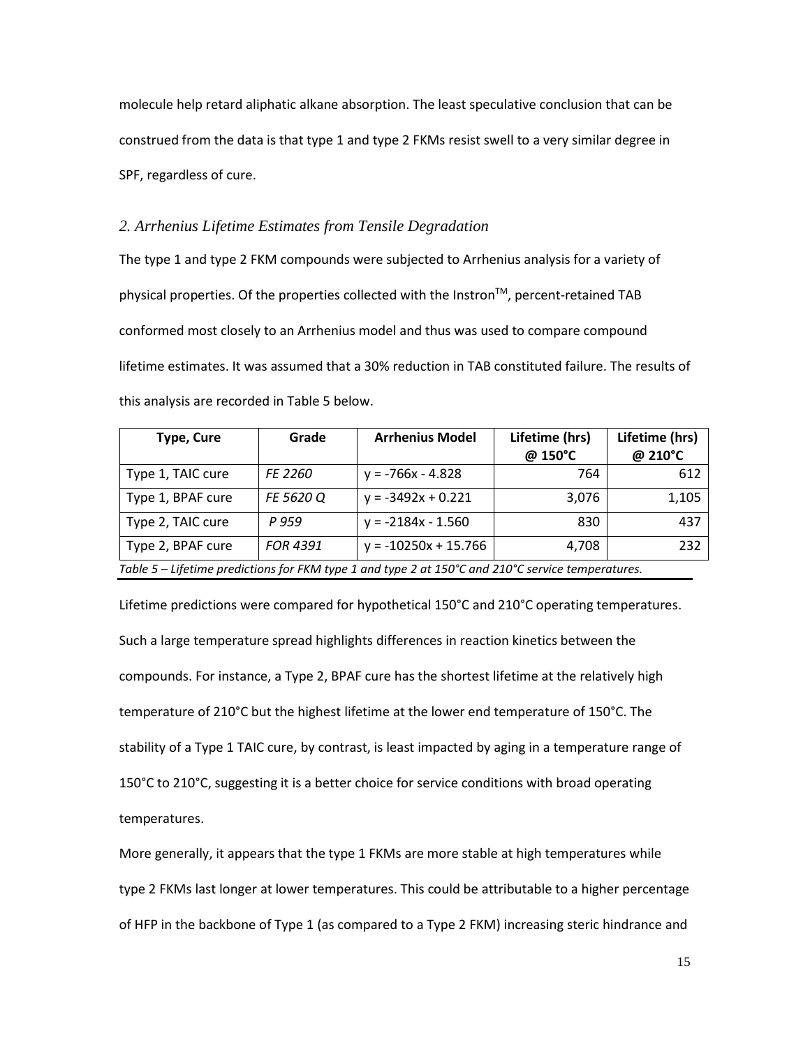molecule help retard aliphatic alkane absorption. The least speculative conclusion that can be construed from the data is that type 1 and type 2 FKMs resist swell to a very similar degree in SPF, regardless of cure.

## *2. Arrhenius Lifetime Estimates from Tensile Degradation*

The type 1 and type 2 FKM compounds were subjected to Arrhenius analysis for a variety of physical properties. Of the properties collected with the Instron$^{TM}$, percent-retained TAB conformed most closely to an Arrhenius model and thus was used to compare compound lifetime estimates. It was assumed that a 30% reduction in TAB constituted failure. The results of this analysis are recorded in Table 5 below.

| Type, Cure | Grade | Arrhenius Model | Lifetime (hrs) @ 150°C | Lifetime (hrs) @ 210°C |
|---|---|---|---|---|
| Type 1, TAIC cure | *FE 2260* | $y = -766x - 4.828$ | 764 | 612 |
| Type 1, BPAF cure | *FE 5620 Q* | $y = -3492x + 0.221$ | 3,076 | 1,105 |
| Type 2, TAIC cure | *P 959* | $y = -2184x - 1.560$ | 830 | 437 |
| Type 2, BPAF cure | *FOR 4391* | $y = -10250x + 15.766$ | 4,708 | 232 |

*Table 5 – Lifetime predictions for FKM type 1 and type 2 at 150°C and 210°C service temperatures.*

Lifetime predictions were compared for hypothetical 150°C and 210°C operating temperatures. Such a large temperature spread highlights differences in reaction kinetics between the compounds. For instance, a Type 2, BPAF cure has the shortest lifetime at the relatively high temperature of 210°C but the highest lifetime at the lower end temperature of 150°C. The stability of a Type 1 TAIC cure, by contrast, is least impacted by aging in a temperature range of 150°C to 210°C, suggesting it is a better choice for service conditions with broad operating temperatures.

More generally, it appears that the type 1 FKMs are more stable at high temperatures while type 2 FKMs last longer at lower temperatures. This could be attributable to a higher percentage of HFP in the backbone of Type 1 (as compared to a Type 2 FKM) increasing steric hindrance and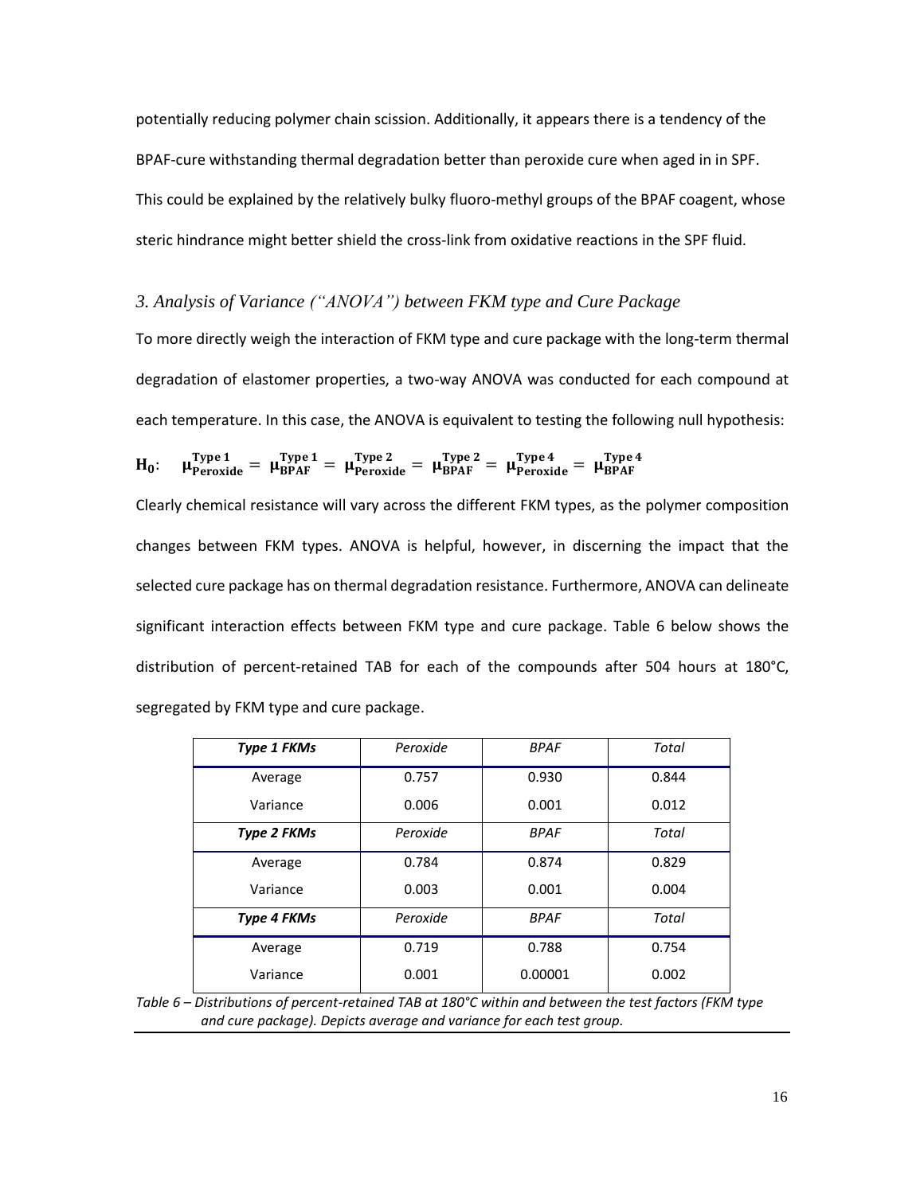potentially reducing polymer chain scission. Additionally, it appears there is a tendency of the BPAF-cure withstanding thermal degradation better than peroxide cure when aged in in SPF. This could be explained by the relatively bulky fluoro-methyl groups of the BPAF coagent, whose steric hindrance might better shield the cross-link from oxidative reactions in the SPF fluid.

### *3. Analysis of Variance ("ANOVA") between FKM type and Cure Package*

To more directly weigh the interaction of FKM type and cure package with the long-term thermal degradation of elastomer properties, a two-way ANOVA was conducted for each compound at each temperature. In this case, the ANOVA is equivalent to testing the following null hypothesis:

$$\mathbf{H_0}: \quad \mu_{\text{Peroxide}}^{\text{Type 1}} = \mu_{\text{BPAF}}^{\text{Type 1}} = \mu_{\text{Peroxide}}^{\text{Type 2}} = \mu_{\text{BPAF}}^{\text{Type 2}} = \mu_{\text{Peroxide}}^{\text{Type 4}} = \mu_{\text{BPAF}}^{\text{Type 4}}$$

Clearly chemical resistance will vary across the different FKM types, as the polymer composition changes between FKM types. ANOVA is helpful, however, in discerning the impact that the selected cure package has on thermal degradation resistance. Furthermore, ANOVA can delineate significant interaction effects between FKM type and cure package. Table 6 below shows the distribution of percent-retained TAB for each of the compounds after 504 hours at 180°C, segregated by FKM type and cure package.

| ***Type 1 FKMs*** | *Peroxide* | *BPAF* | *Total* |
|---|---|---|---|
| Average | 0.757 | 0.930 | 0.844 |
| Variance | 0.006 | 0.001 | 0.012 |
| ***Type 2 FKMs*** | *Peroxide* | *BPAF* | *Total* |
| Average | 0.784 | 0.874 | 0.829 |
| Variance | 0.003 | 0.001 | 0.004 |
| ***Type 4 FKMs*** | *Peroxide* | *BPAF* | *Total* |
| Average | 0.719 | 0.788 | 0.754 |
| Variance | 0.001 | 0.00001 | 0.002 |

*Table 6 – Distributions of percent-retained TAB at 180°C within and between the test factors (FKM type and cure package). Depicts average and variance for each test group.*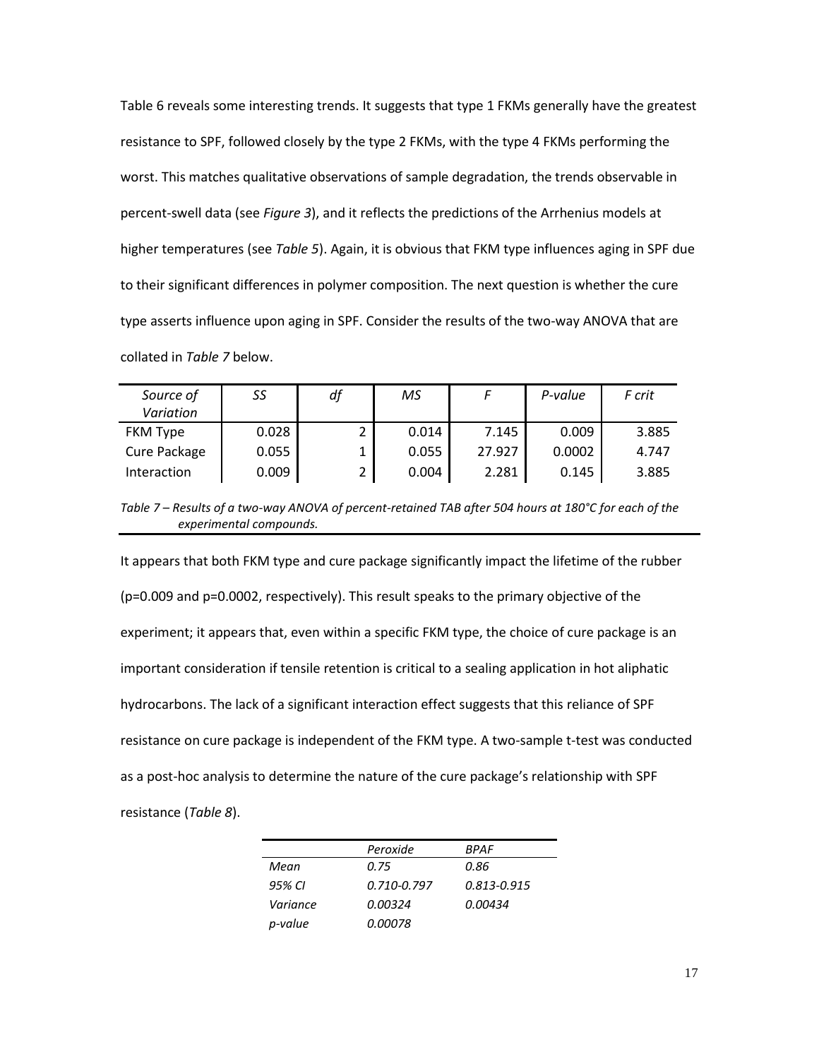Table 6 reveals some interesting trends. It suggests that type 1 FKMs generally have the greatest resistance to SPF, followed closely by the type 2 FKMs, with the type 4 FKMs performing the worst. This matches qualitative observations of sample degradation, the trends observable in percent-swell data (see *Figure 3*), and it reflects the predictions of the Arrhenius models at higher temperatures (see *Table 5*). Again, it is obvious that FKM type influences aging in SPF due to their significant differences in polymer composition. The next question is whether the cure type asserts influence upon aging in SPF. Consider the results of the two-way ANOVA that are collated in *Table 7* below.

| *Source of Variation* | *SS* | *df* | *MS* | *F* | *P-value* | *F crit* |
|---|---|---|---|---|---|---|
| FKM Type | 0.028 | 2 | 0.014 | 7.145 | 0.009 | 3.885 |
| Cure Package | 0.055 | 1 | 0.055 | 27.927 | 0.0002 | 4.747 |
| Interaction | 0.009 | 2 | 0.004 | 2.281 | 0.145 | 3.885 |

*Table 7 – Results of a two-way ANOVA of percent-retained TAB after 504 hours at 180°C for each of the experimental compounds.*

It appears that both FKM type and cure package significantly impact the lifetime of the rubber ($p=0.009$ and $p=0.0002$, respectively). This result speaks to the primary objective of the experiment; it appears that, even within a specific FKM type, the choice of cure package is an important consideration if tensile retention is critical to a sealing application in hot aliphatic hydrocarbons. The lack of a significant interaction effect suggests that this reliance of SPF resistance on cure package is independent of the FKM type. A two-sample t-test was conducted as a post-hoc analysis to determine the nature of the cure package's relationship with SPF resistance (*Table 8*).

| | *Peroxide* | *BPAF* |
|---|---|---|
| *Mean* | *0.75* | *0.86* |
| *95% CI* | *0.710-0.797* | *0.813-0.915* |
| *Variance* | *0.00324* | *0.00434* |
| *p-value* | *0.00078* | |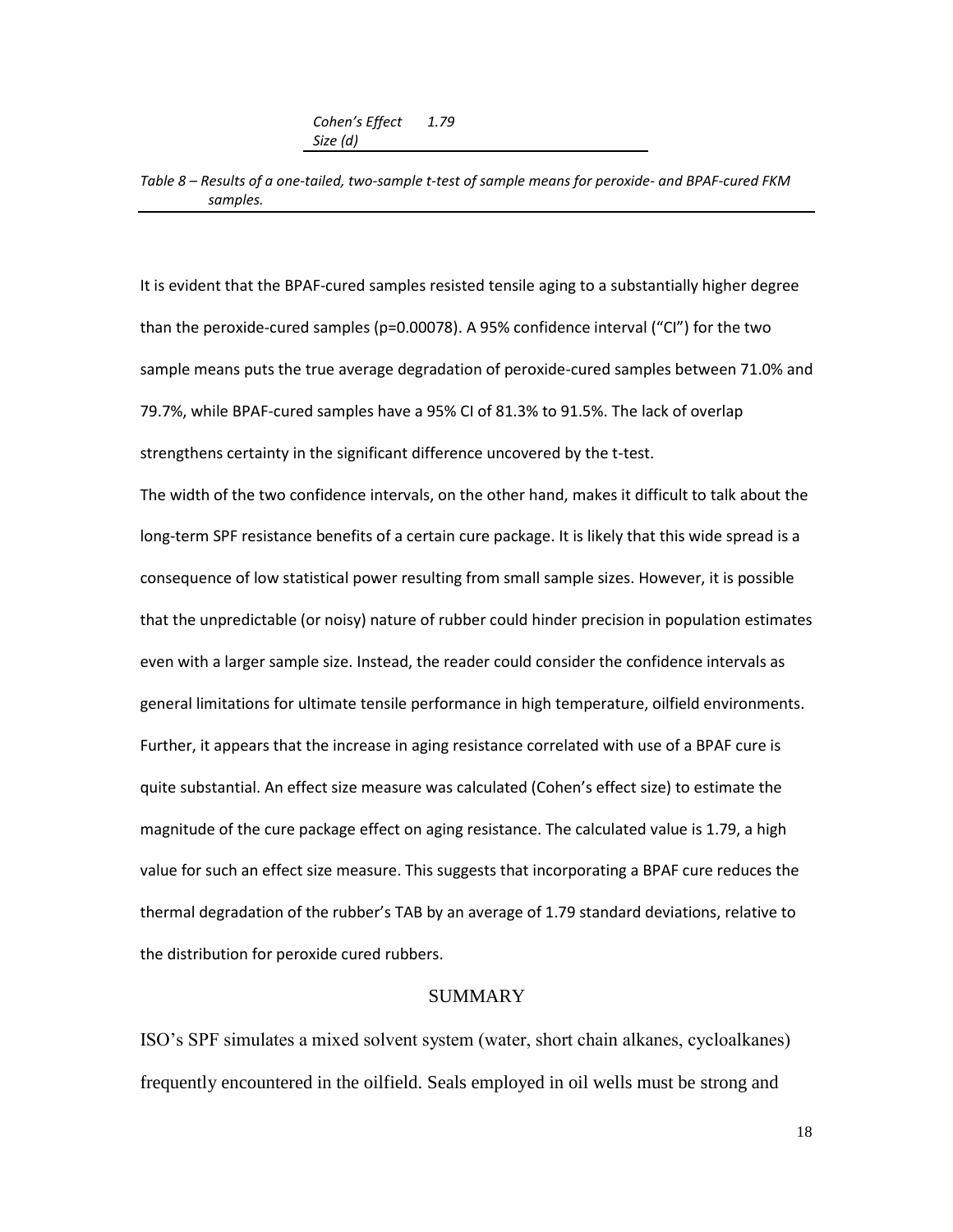| | |
|---|---|
| *Cohen's Effect Size (d)* | *1.79* |

*Table 8 – Results of a one-tailed, two-sample t-test of sample means for peroxide- and BPAF-cured FKM samples.*

It is evident that the BPAF-cured samples resisted tensile aging to a substantially higher degree than the peroxide-cured samples ($p=0.00078$). A 95% confidence interval ("CI") for the two sample means puts the true average degradation of peroxide-cured samples between 71.0% and 79.7%, while BPAF-cured samples have a 95% CI of 81.3% to 91.5%. The lack of overlap strengthens certainty in the significant difference uncovered by the t-test.

The width of the two confidence intervals, on the other hand, makes it difficult to talk about the long-term SPF resistance benefits of a certain cure package. It is likely that this wide spread is a consequence of low statistical power resulting from small sample sizes. However, it is possible that the unpredictable (or noisy) nature of rubber could hinder precision in population estimates even with a larger sample size. Instead, the reader could consider the confidence intervals as general limitations for ultimate tensile performance in high temperature, oilfield environments. Further, it appears that the increase in aging resistance correlated with use of a BPAF cure is quite substantial. An effect size measure was calculated (Cohen's effect size) to estimate the magnitude of the cure package effect on aging resistance. The calculated value is 1.79, a high value for such an effect size measure. This suggests that incorporating a BPAF cure reduces the thermal degradation of the rubber's TAB by an average of 1.79 standard deviations, relative to the distribution for peroxide cured rubbers.

## SUMMARY

ISO's SPF simulates a mixed solvent system (water, short chain alkanes, cycloalkanes) frequently encountered in the oilfield. Seals employed in oil wells must be strong and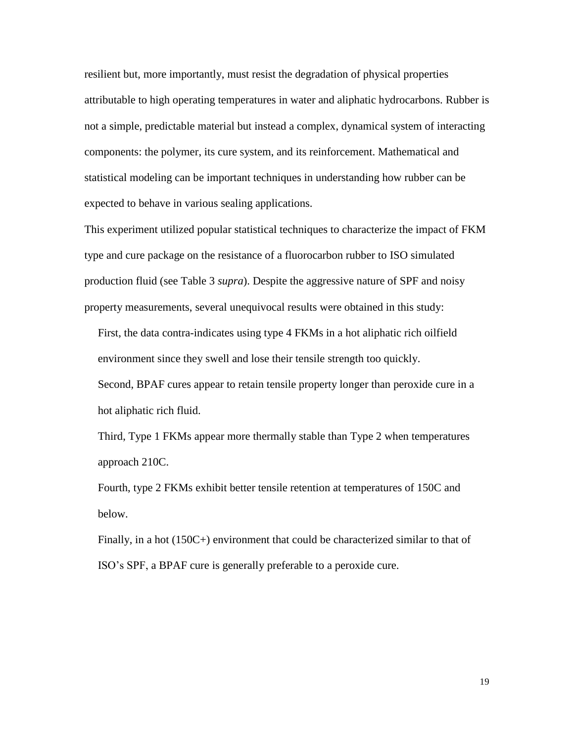resilient but, more importantly, must resist the degradation of physical properties attributable to high operating temperatures in water and aliphatic hydrocarbons. Rubber is not a simple, predictable material but instead a complex, dynamical system of interacting components: the polymer, its cure system, and its reinforcement. Mathematical and statistical modeling can be important techniques in understanding how rubber can be expected to behave in various sealing applications.

This experiment utilized popular statistical techniques to characterize the impact of FKM type and cure package on the resistance of a fluorocarbon rubber to ISO simulated production fluid (see Table 3 *supra*). Despite the aggressive nature of SPF and noisy property measurements, several unequivocal results were obtained in this study:

First, the data contra-indicates using type 4 FKMs in a hot aliphatic rich oilfield environment since they swell and lose their tensile strength too quickly.

Second, BPAF cures appear to retain tensile property longer than peroxide cure in a hot aliphatic rich fluid.

Third, Type 1 FKMs appear more thermally stable than Type 2 when temperatures approach 210C.

Fourth, type 2 FKMs exhibit better tensile retention at temperatures of 150C and below.

Finally, in a hot (150C+) environment that could be characterized similar to that of ISO's SPF, a BPAF cure is generally preferable to a peroxide cure.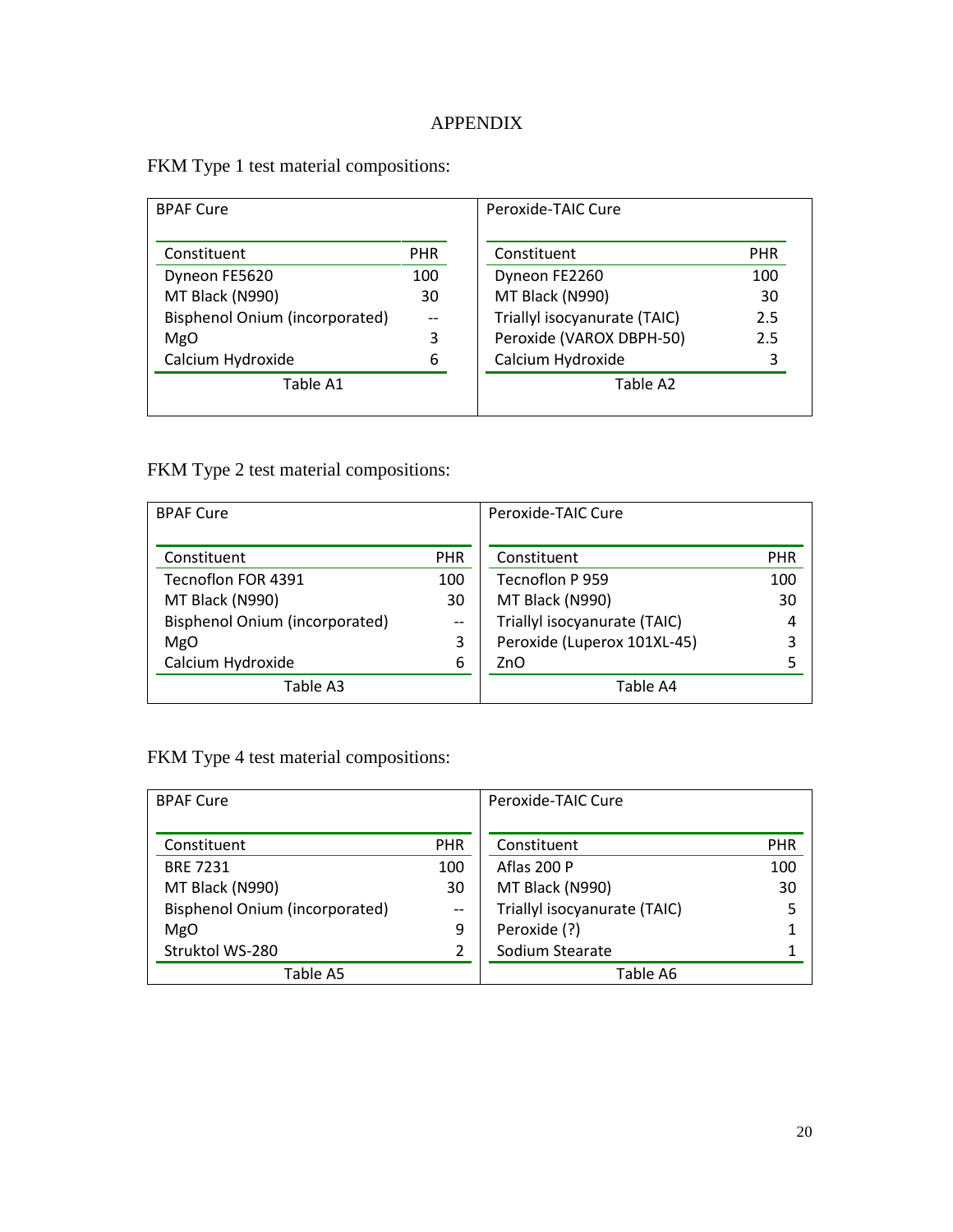# APPENDIX

FKM Type 1 test material compositions:

BPAF Cure

| Constituent | PHR |
|---|---|
| Dyneon FE5620 | 100 |
| MT Black (N990) | 30 |
| Bisphenol Onium (incorporated) | -- |
| MgO | 3 |
| Calcium Hydroxide | 6 |

Table A1

Peroxide-TAIC Cure

| Constituent | PHR |
|---|---|
| Dyneon FE2260 | 100 |
| MT Black (N990) | 30 |
| Triallyl isocyanurate (TAIC) | 2.5 |
| Peroxide (VAROX DBPH-50) | 2.5 |
| Calcium Hydroxide | 3 |

Table A2

FKM Type 2 test material compositions:

BPAF Cure

| Constituent | PHR |
|---|---|
| Tecnoflon FOR 4391 | 100 |
| MT Black (N990) | 30 |
| Bisphenol Onium (incorporated) | -- |
| MgO | 3 |
| Calcium Hydroxide | 6 |

Table A3

Peroxide-TAIC Cure

| Constituent | PHR |
|---|---|
| Tecnoflon P 959 | 100 |
| MT Black (N990) | 30 |
| Triallyl isocyanurate (TAIC) | 4 |
| Peroxide (Luperox 101XL-45) | 3 |
| ZnO | 5 |

Table A4

FKM Type 4 test material compositions:

BPAF Cure

| Constituent | PHR |
|---|---|
| BRE 7231 | 100 |
| MT Black (N990) | 30 |
| Bisphenol Onium (incorporated) | -- |
| MgO | 9 |
| Struktol WS-280 | 2 |

Table A5

Peroxide-TAIC Cure

| Constituent | PHR |
|---|---|
| Aflas 200 P | 100 |
| MT Black (N990) | 30 |
| Triallyl isocyanurate (TAIC) | 5 |
| Peroxide (?) | 1 |
| Sodium Stearate | 1 |

Table A6